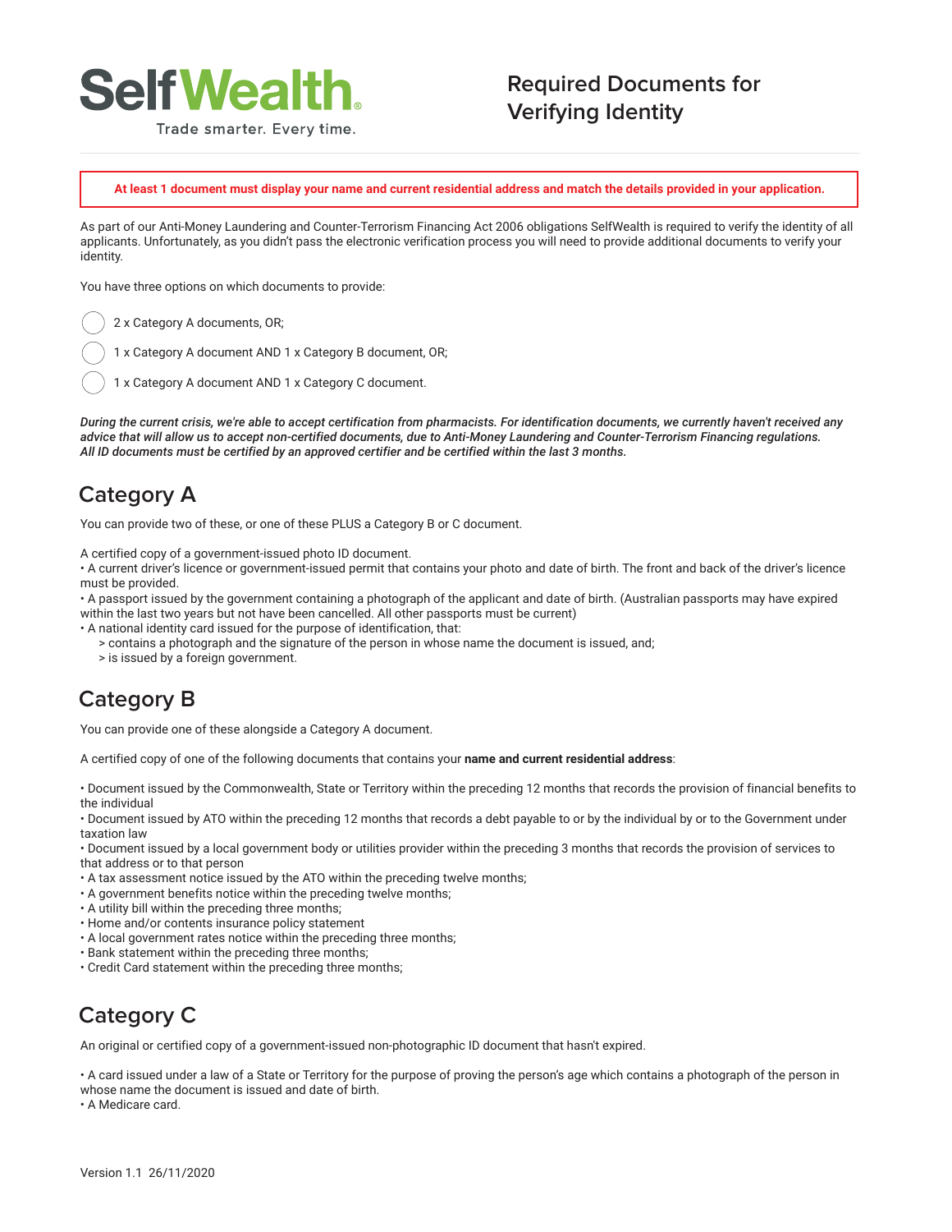SelfWealth

Trade smarter. Every time.

# Required Documents for Verifying Identity

**At least 1 document must display your name and current residential address and match the details provided in your application.**

As part of our Anti-Money Laundering and Counter-Terrorism Financing Act 2006 obligations SelfWealth is required to verify the identity of all applicants. Unfortunately, as you didn't pass the electronic verification process you will need to provide additional documents to verify your identity.

You have three options on which documents to provide:

- 2 x Category A documents, OR;
- 1 x Category A document AND 1 x Category B document, OR;
- 1 x Category A document AND 1 x Category C document.

***During the current crisis, we're able to accept certification from pharmacists. For identification documents, we currently haven't received any advice that will allow us to accept non-certified documents, due to Anti-Money Laundering and Counter-Terrorism Financing regulations. All ID documents must be certified by an approved certifier and be certified within the last 3 months.***

## Category A

You can provide two of these, or one of these PLUS a Category B or C document.

A certified copy of a government-issued photo ID document.

• A current driver's licence or government-issued permit that contains your photo and date of birth. The front and back of the driver's licence must be provided.

• A passport issued by the government containing a photograph of the applicant and date of birth. (Australian passports may have expired within the last two years but not have been cancelled. All other passports must be current)

• A national identity card issued for the purpose of identification, that:
  > contains a photograph and the signature of the person in whose name the document is issued, and;
  > is issued by a foreign government.

## Category B

You can provide one of these alongside a Category A document.

A certified copy of one of the following documents that contains your **name and current residential address**:

• Document issued by the Commonwealth, State or Territory within the preceding 12 months that records the provision of financial benefits to the individual

• Document issued by ATO within the preceding 12 months that records a debt payable to or by the individual by or to the Government under taxation law

• Document issued by a local government body or utilities provider within the preceding 3 months that records the provision of services to that address or to that person

• A tax assessment notice issued by the ATO within the preceding twelve months;
• A government benefits notice within the preceding twelve months;
• A utility bill within the preceding three months;
• Home and/or contents insurance policy statement
• A local government rates notice within the preceding three months;
• Bank statement within the preceding three months;
• Credit Card statement within the preceding three months;

## Category C

An original or certified copy of a government-issued non-photographic ID document that hasn't expired.

• A card issued under a law of a State or Territory for the purpose of proving the person's age which contains a photograph of the person in whose name the document is issued and date of birth.
• A Medicare card.

Version 1.1 26/11/2020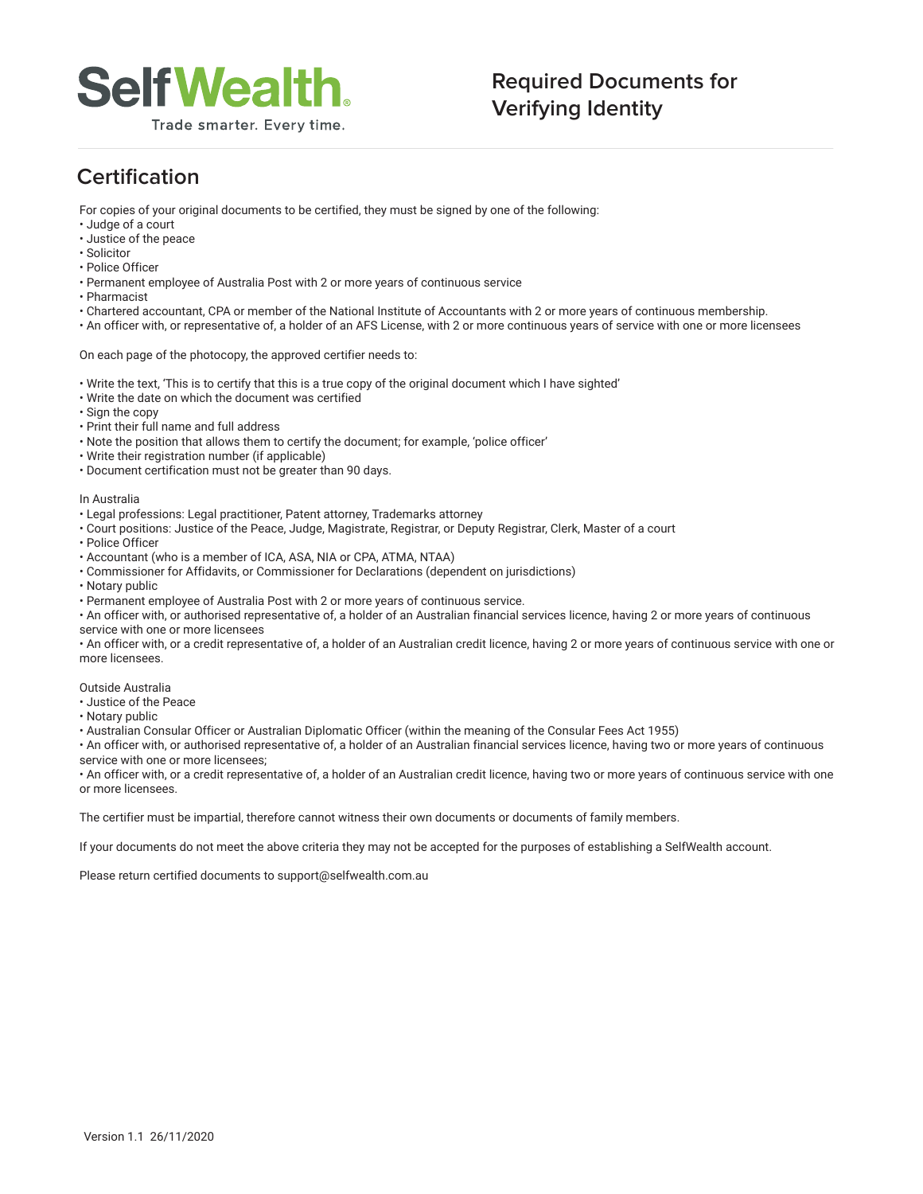SelfWealth
Trade smarter. Every time.

# Required Documents for Verifying Identity

## Certification

For copies of your original documents to be certified, they must be signed by one of the following:

- Judge of a court
- Justice of the peace
- Solicitor
- Police Officer
- Permanent employee of Australia Post with 2 or more years of continuous service
- Pharmacist
- Chartered accountant, CPA or member of the National Institute of Accountants with 2 or more years of continuous membership.
- An officer with, or representative of, a holder of an AFS License, with 2 or more continuous years of service with one or more licensees

On each page of the photocopy, the approved certifier needs to:

- Write the text, 'This is to certify that this is a true copy of the original document which I have sighted'
- Write the date on which the document was certified
- Sign the copy
- Print their full name and full address
- Note the position that allows them to certify the document; for example, 'police officer'
- Write their registration number (if applicable)
- Document certification must not be greater than 90 days.

In Australia

- Legal professions: Legal practitioner, Patent attorney, Trademarks attorney
- Court positions: Justice of the Peace, Judge, Magistrate, Registrar, or Deputy Registrar, Clerk, Master of a court
- Police Officer
- Accountant (who is a member of ICA, ASA, NIA or CPA, ATMA, NTAA)
- Commissioner for Affidavits, or Commissioner for Declarations (dependent on jurisdictions)
- Notary public
- Permanent employee of Australia Post with 2 or more years of continuous service.
- An officer with, or authorised representative of, a holder of an Australian financial services licence, having 2 or more years of continuous service with one or more licensees
- An officer with, or a credit representative of, a holder of an Australian credit licence, having 2 or more years of continuous service with one or more licensees.

Outside Australia

- Justice of the Peace
- Notary public
- Australian Consular Officer or Australian Diplomatic Officer (within the meaning of the Consular Fees Act 1955)
- An officer with, or authorised representative of, a holder of an Australian financial services licence, having two or more years of continuous service with one or more licensees;
- An officer with, or a credit representative of, a holder of an Australian credit licence, having two or more years of continuous service with one or more licensees.

The certifier must be impartial, therefore cannot witness their own documents or documents of family members.

If your documents do not meet the above criteria they may not be accepted for the purposes of establishing a SelfWealth account.

Please return certified documents to support@selfwealth.com.au

Version 1.1 26/11/2020